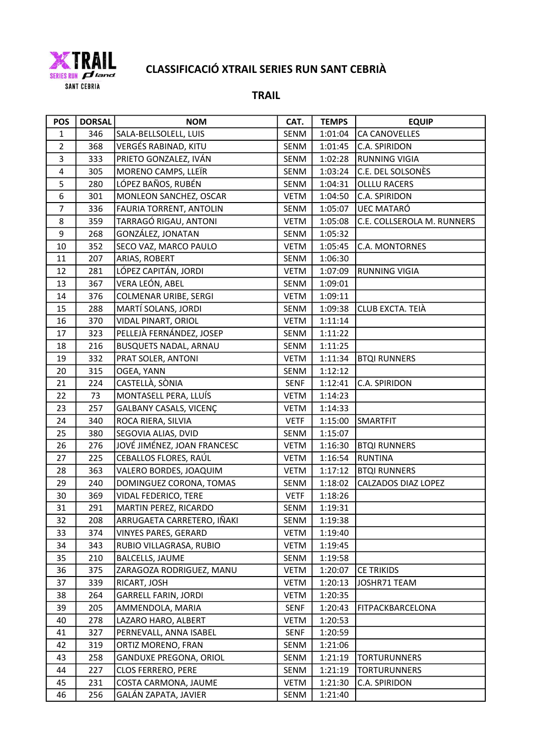# CLASSIFICACIÓ XTRAIL SERIES RUN SANT CEBRIÀ

## TRAIL

| POS | DORSAL | NOM | CAT. | TEMPS | EQUIP |
|---|---|---|---|---|---|
| 1 | 346 | SALA-BELLSOLELL, LUIS | SENM | 1:01:04 | CA CANOVELLES |
| 2 | 368 | VERGÉS RABINAD, KITU | SENM | 1:01:45 | C.A. SPIRIDON |
| 3 | 333 | PRIETO GONZALEZ, IVÁN | SENM | 1:02:28 | RUNNING VIGIA |
| 4 | 305 | MORENO CAMPS, LLEÏR | SENM | 1:03:24 | C.E. DEL SOLSONÈS |
| 5 | 280 | LÓPEZ BAÑOS, RUBÉN | SENM | 1:04:31 | OLLLU RACERS |
| 6 | 301 | MONLEON SANCHEZ, OSCAR | VETM | 1:04:50 | C.A. SPIRIDON |
| 7 | 336 | FAURIA TORRENT, ANTOLIN | SENM | 1:05:07 | UEC MATARÓ |
| 8 | 359 | TARRAGÓ RIGAU, ANTONI | VETM | 1:05:08 | C.E. COLLSEROLA M. RUNNERS |
| 9 | 268 | GONZÁLEZ, JONATAN | SENM | 1:05:32 | |
| 10 | 352 | SECO VAZ, MARCO PAULO | VETM | 1:05:45 | C.A. MONTORNES |
| 11 | 207 | ARIAS, ROBERT | SENM | 1:06:30 | |
| 12 | 281 | LÓPEZ CAPITÁN, JORDI | VETM | 1:07:09 | RUNNING VIGIA |
| 13 | 367 | VERA LEÓN, ABEL | SENM | 1:09:01 | |
| 14 | 376 | COLMENAR URIBE, SERGI | VETM | 1:09:11 | |
| 15 | 288 | MARTÍ SOLANS, JORDI | SENM | 1:09:38 | CLUB EXCTA. TEIÀ |
| 16 | 370 | VIDAL PINART, ORIOL | VETM | 1:11:14 | |
| 17 | 323 | PELLEJÀ FERNÁNDEZ, JOSEP | SENM | 1:11:22 | |
| 18 | 216 | BUSQUETS NADAL, ARNAU | SENM | 1:11:25 | |
| 19 | 332 | PRAT SOLER, ANTONI | VETM | 1:11:34 | BTQI RUNNERS |
| 20 | 315 | OGEA, YANN | SENM | 1:12:12 | |
| 21 | 224 | CASTELLÀ, SÒNIA | SENF | 1:12:41 | C.A. SPIRIDON |
| 22 | 73 | MONTASELL PERA, LLUÍS | VETM | 1:14:23 | |
| 23 | 257 | GALBANY CASALS, VICENÇ | VETM | 1:14:33 | |
| 24 | 340 | ROCA RIERA, SILVIA | VETF | 1:15:00 | SMARTFIT |
| 25 | 380 | SEGOVIA ALIAS, DVID | SENM | 1:15:07 | |
| 26 | 276 | JOVÉ JIMÉNEZ, JOAN FRANCESC | VETM | 1:16:30 | BTQI RUNNERS |
| 27 | 225 | CEBALLOS FLORES, RAÚL | VETM | 1:16:54 | RUNTINA |
| 28 | 363 | VALERO BORDES, JOAQUIM | VETM | 1:17:12 | BTQI RUNNERS |
| 29 | 240 | DOMINGUEZ CORONA, TOMAS | SENM | 1:18:02 | CALZADOS DIAZ LOPEZ |
| 30 | 369 | VIDAL FEDERICO, TERE | VETF | 1:18:26 | |
| 31 | 291 | MARTIN PEREZ, RICARDO | SENM | 1:19:31 | |
| 32 | 208 | ARRUGAETA CARRETERO, IÑAKI | SENM | 1:19:38 | |
| 33 | 374 | VINYES PARES, GERARD | VETM | 1:19:40 | |
| 34 | 343 | RUBIO VILLAGRASA, RUBIO | VETM | 1:19:45 | |
| 35 | 210 | BALCELLS, JAUME | SENM | 1:19:58 | |
| 36 | 375 | ZARAGOZA RODRIGUEZ, MANU | VETM | 1:20:07 | CE TRIKIDS |
| 37 | 339 | RICART, JOSH | VETM | 1:20:13 | JOSHR71 TEAM |
| 38 | 264 | GARRELL FARIN, JORDI | VETM | 1:20:35 | |
| 39 | 205 | AMMENDOLA, MARIA | SENF | 1:20:43 | FITPACKBARCELONA |
| 40 | 278 | LAZARO HARO, ALBERT | VETM | 1:20:53 | |
| 41 | 327 | PERNEVALL, ANNA ISABEL | SENF | 1:20:59 | |
| 42 | 319 | ORTIZ MORENO, FRAN | SENM | 1:21:06 | |
| 43 | 258 | GANDUXE PREGONA, ORIOL | SENM | 1:21:19 | TORTURUNNERS |
| 44 | 227 | CLOS FERRERO, PERE | SENM | 1:21:19 | TORTURUNNERS |
| 45 | 231 | COSTA CARMONA, JAUME | VETM | 1:21:30 | C.A. SPIRIDON |
| 46 | 256 | GALÁN ZAPATA, JAVIER | SENM | 1:21:40 | |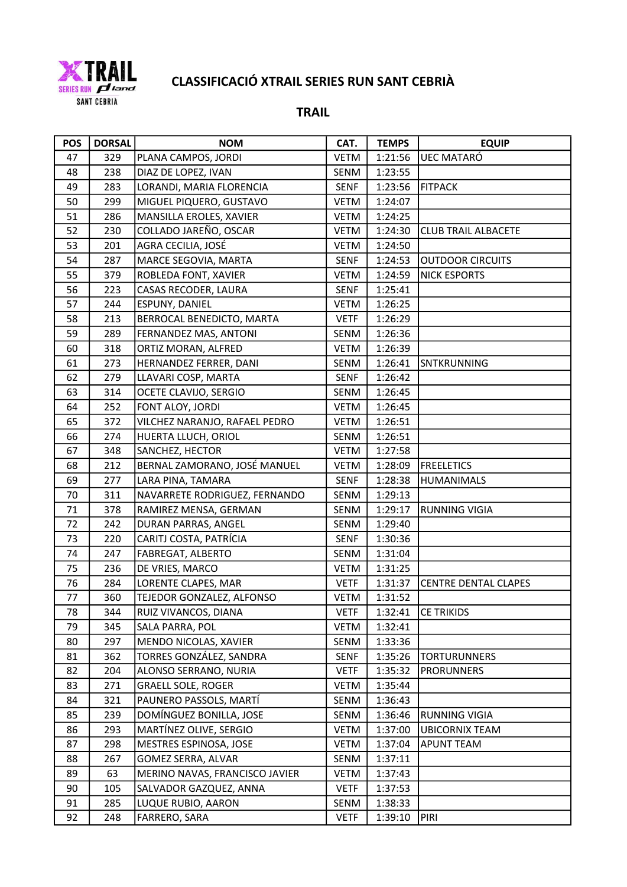## CLASSIFICACIÓ XTRAIL SERIES RUN SANT CEBRIÀ

### TRAIL

| POS | DORSAL | NOM | CAT. | TEMPS | EQUIP |
|---|---|---|---|---|---|
| 47 | 329 | PLANA CAMPOS, JORDI | VETM | 1:21:56 | UEC MATARÓ |
| 48 | 238 | DIAZ DE LOPEZ, IVAN | SENM | 1:23:55 | |
| 49 | 283 | LORANDI, MARIA FLORENCIA | SENF | 1:23:56 | FITPACK |
| 50 | 299 | MIGUEL PIQUERO, GUSTAVO | VETM | 1:24:07 | |
| 51 | 286 | MANSILLA EROLES, XAVIER | VETM | 1:24:25 | |
| 52 | 230 | COLLADO JAREÑO, OSCAR | VETM | 1:24:30 | CLUB TRAIL ALBACETE |
| 53 | 201 | AGRA CECILIA, JOSÉ | VETM | 1:24:50 | |
| 54 | 287 | MARCE SEGOVIA, MARTA | SENF | 1:24:53 | OUTDOOR CIRCUITS |
| 55 | 379 | ROBLEDA FONT, XAVIER | VETM | 1:24:59 | NICK ESPORTS |
| 56 | 223 | CASAS RECODER, LAURA | SENF | 1:25:41 | |
| 57 | 244 | ESPUNY, DANIEL | VETM | 1:26:25 | |
| 58 | 213 | BERROCAL BENEDICTO, MARTA | VETF | 1:26:29 | |
| 59 | 289 | FERNANDEZ MAS, ANTONI | SENM | 1:26:36 | |
| 60 | 318 | ORTIZ MORAN, ALFRED | VETM | 1:26:39 | |
| 61 | 273 | HERNANDEZ FERRER, DANI | SENM | 1:26:41 | SNTKRUNNING |
| 62 | 279 | LLAVARI COSP, MARTA | SENF | 1:26:42 | |
| 63 | 314 | OCETE CLAVIJO, SERGIO | SENM | 1:26:45 | |
| 64 | 252 | FONT ALOY, JORDI | VETM | 1:26:45 | |
| 65 | 372 | VILCHEZ NARANJO, RAFAEL PEDRO | VETM | 1:26:51 | |
| 66 | 274 | HUERTA LLUCH, ORIOL | SENM | 1:26:51 | |
| 67 | 348 | SANCHEZ, HECTOR | VETM | 1:27:58 | |
| 68 | 212 | BERNAL ZAMORANO, JOSÉ MANUEL | VETM | 1:28:09 | FREELETICS |
| 69 | 277 | LARA PINA, TAMARA | SENF | 1:28:38 | HUMANIMALS |
| 70 | 311 | NAVARRETE RODRIGUEZ, FERNANDO | SENM | 1:29:13 | |
| 71 | 378 | RAMIREZ MENSA, GERMAN | SENM | 1:29:17 | RUNNING VIGIA |
| 72 | 242 | DURAN PARRAS, ANGEL | SENM | 1:29:40 | |
| 73 | 220 | CARITJ COSTA, PATRÍCIA | SENF | 1:30:36 | |
| 74 | 247 | FABREGAT, ALBERTO | SENM | 1:31:04 | |
| 75 | 236 | DE VRIES, MARCO | VETM | 1:31:25 | |
| 76 | 284 | LORENTE CLAPES, MAR | VETF | 1:31:37 | CENTRE DENTAL CLAPES |
| 77 | 360 | TEJEDOR GONZALEZ, ALFONSO | VETM | 1:31:52 | |
| 78 | 344 | RUIZ VIVANCOS, DIANA | VETF | 1:32:41 | CE TRIKIDS |
| 79 | 345 | SALA PARRA, POL | VETM | 1:32:41 | |
| 80 | 297 | MENDO NICOLAS, XAVIER | SENM | 1:33:36 | |
| 81 | 362 | TORRES GONZÁLEZ, SANDRA | SENF | 1:35:26 | TORTURUNNERS |
| 82 | 204 | ALONSO SERRANO, NURIA | VETF | 1:35:32 | PRORUNNERS |
| 83 | 271 | GRAELL SOLE, ROGER | VETM | 1:35:44 | |
| 84 | 321 | PAUNERO PASSOLS, MARTÍ | SENM | 1:36:43 | |
| 85 | 239 | DOMÍNGUEZ BONILLA, JOSE | SENM | 1:36:46 | RUNNING VIGIA |
| 86 | 293 | MARTÍNEZ OLIVE, SERGIO | VETM | 1:37:00 | UBICORNIX TEAM |
| 87 | 298 | MESTRES ESPINOSA, JOSE | VETM | 1:37:04 | APUNT TEAM |
| 88 | 267 | GOMEZ SERRA, ALVAR | SENM | 1:37:11 | |
| 89 | 63 | MERINO NAVAS, FRANCISCO JAVIER | VETM | 1:37:43 | |
| 90 | 105 | SALVADOR GAZQUEZ, ANNA | VETF | 1:37:53 | |
| 91 | 285 | LUQUE RUBIO, AARON | SENM | 1:38:33 | |
| 92 | 248 | FARRERO, SARA | VETF | 1:39:10 | PIRI |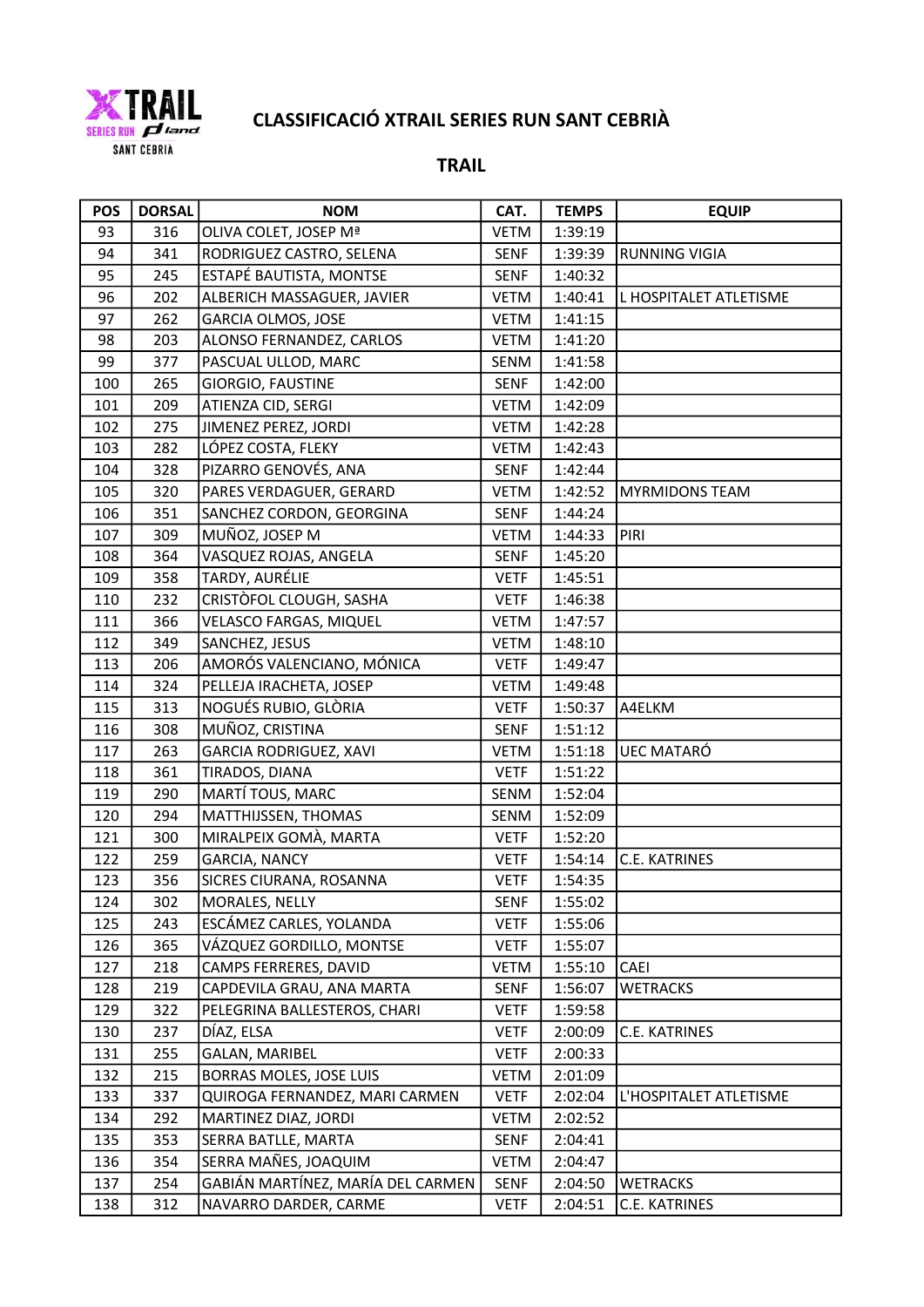# CLASSIFICACIÓ XTRAIL SERIES RUN SANT CEBRIÀ

## TRAIL

| POS | DORSAL | NOM | CAT. | TEMPS | EQUIP |
|---|---|---|---|---|---|
| 93 | 316 | OLIVA COLET, JOSEP Mª | VETM | 1:39:19 | |
| 94 | 341 | RODRIGUEZ CASTRO, SELENA | SENF | 1:39:39 | RUNNING VIGIA |
| 95 | 245 | ESTAPÉ BAUTISTA, MONTSE | SENF | 1:40:32 | |
| 96 | 202 | ALBERICH MASSAGUER, JAVIER | VETM | 1:40:41 | L HOSPITALET ATLETISME |
| 97 | 262 | GARCIA OLMOS, JOSE | VETM | 1:41:15 | |
| 98 | 203 | ALONSO FERNANDEZ, CARLOS | VETM | 1:41:20 | |
| 99 | 377 | PASCUAL ULLOD, MARC | SENM | 1:41:58 | |
| 100 | 265 | GIORGIO, FAUSTINE | SENF | 1:42:00 | |
| 101 | 209 | ATIENZA CID, SERGI | VETM | 1:42:09 | |
| 102 | 275 | JIMENEZ PEREZ, JORDI | VETM | 1:42:28 | |
| 103 | 282 | LÓPEZ COSTA, FLEKY | VETM | 1:42:43 | |
| 104 | 328 | PIZARRO GENOVÉS, ANA | SENF | 1:42:44 | |
| 105 | 320 | PARES VERDAGUER, GERARD | VETM | 1:42:52 | MYRMIDONS TEAM |
| 106 | 351 | SANCHEZ CORDON, GEORGINA | SENF | 1:44:24 | |
| 107 | 309 | MUÑOZ, JOSEP M | VETM | 1:44:33 | PIRI |
| 108 | 364 | VASQUEZ ROJAS, ANGELA | SENF | 1:45:20 | |
| 109 | 358 | TARDY, AURÉLIE | VETF | 1:45:51 | |
| 110 | 232 | CRISTÒFOL CLOUGH, SASHA | VETF | 1:46:38 | |
| 111 | 366 | VELASCO FARGAS, MIQUEL | VETM | 1:47:57 | |
| 112 | 349 | SANCHEZ, JESUS | VETM | 1:48:10 | |
| 113 | 206 | AMORÓS VALENCIANO, MÓNICA | VETF | 1:49:47 | |
| 114 | 324 | PELLEJA IRACHETA, JOSEP | VETM | 1:49:48 | |
| 115 | 313 | NOGUÉS RUBIO, GLÒRIA | VETF | 1:50:37 | A4ELKM |
| 116 | 308 | MUÑOZ, CRISTINA | SENF | 1:51:12 | |
| 117 | 263 | GARCIA RODRIGUEZ, XAVI | VETM | 1:51:18 | UEC MATARÓ |
| 118 | 361 | TIRADOS, DIANA | VETF | 1:51:22 | |
| 119 | 290 | MARTÍ TOUS, MARC | SENM | 1:52:04 | |
| 120 | 294 | MATTHIJSSEN, THOMAS | SENM | 1:52:09 | |
| 121 | 300 | MIRALPEIX GOMÀ, MARTA | VETF | 1:52:20 | |
| 122 | 259 | GARCIA, NANCY | VETF | 1:54:14 | C.E. KATRINES |
| 123 | 356 | SICRES CIURANA, ROSANNA | VETF | 1:54:35 | |
| 124 | 302 | MORALES, NELLY | SENF | 1:55:02 | |
| 125 | 243 | ESCÁMEZ CARLES, YOLANDA | VETF | 1:55:06 | |
| 126 | 365 | VÁZQUEZ GORDILLO, MONTSE | VETF | 1:55:07 | |
| 127 | 218 | CAMPS FERRERES, DAVID | VETM | 1:55:10 | CAEI |
| 128 | 219 | CAPDEVILA GRAU, ANA MARTA | SENF | 1:56:07 | WETRACKS |
| 129 | 322 | PELEGRINA BALLESTEROS, CHARI | VETF | 1:59:58 | |
| 130 | 237 | DÍAZ, ELSA | VETF | 2:00:09 | C.E. KATRINES |
| 131 | 255 | GALAN, MARIBEL | VETF | 2:00:33 | |
| 132 | 215 | BORRAS MOLES, JOSE LUIS | VETM | 2:01:09 | |
| 133 | 337 | QUIROGA FERNANDEZ, MARI CARMEN | VETF | 2:02:04 | L'HOSPITALET ATLETISME |
| 134 | 292 | MARTINEZ DIAZ, JORDI | VETM | 2:02:52 | |
| 135 | 353 | SERRA BATLLE, MARTA | SENF | 2:04:41 | |
| 136 | 354 | SERRA MAÑES, JOAQUIM | VETM | 2:04:47 | |
| 137 | 254 | GABIÁN MARTÍNEZ, MARÍA DEL CARMEN | SENF | 2:04:50 | WETRACKS |
| 138 | 312 | NAVARRO DARDER, CARME | VETF | 2:04:51 | C.E. KATRINES |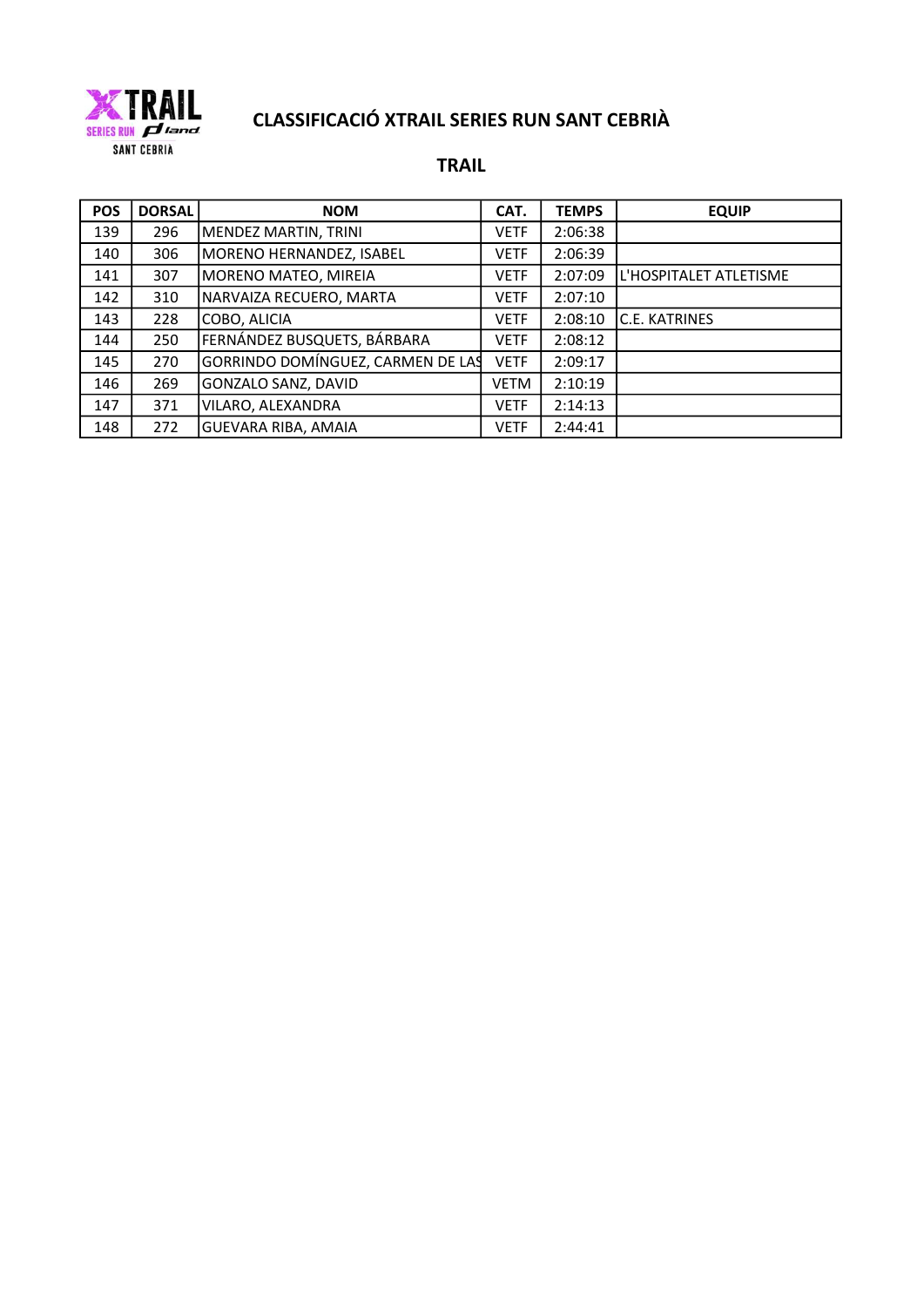# CLASSIFICACIÓ XTRAIL SERIES RUN SANT CEBRIÀ

## TRAIL

| POS | DORSAL | NOM | CAT. | TEMPS | EQUIP |
|---|---|---|---|---|---|
| 139 | 296 | MENDEZ MARTIN, TRINI | VETF | 2:06:38 | |
| 140 | 306 | MORENO HERNANDEZ, ISABEL | VETF | 2:06:39 | |
| 141 | 307 | MORENO MATEO, MIREIA | VETF | 2:07:09 | L'HOSPITALET ATLETISME |
| 142 | 310 | NARVAIZA RECUERO, MARTA | VETF | 2:07:10 | |
| 143 | 228 | COBO, ALICIA | VETF | 2:08:10 | C.E. KATRINES |
| 144 | 250 | FERNÁNDEZ BUSQUETS, BÁRBARA | VETF | 2:08:12 | |
| 145 | 270 | GORRINDO DOMÍNGUEZ, CARMEN DE LAS | VETF | 2:09:17 | |
| 146 | 269 | GONZALO SANZ, DAVID | VETM | 2:10:19 | |
| 147 | 371 | VILARO, ALEXANDRA | VETF | 2:14:13 | |
| 148 | 272 | GUEVARA RIBA, AMAIA | VETF | 2:44:41 | |